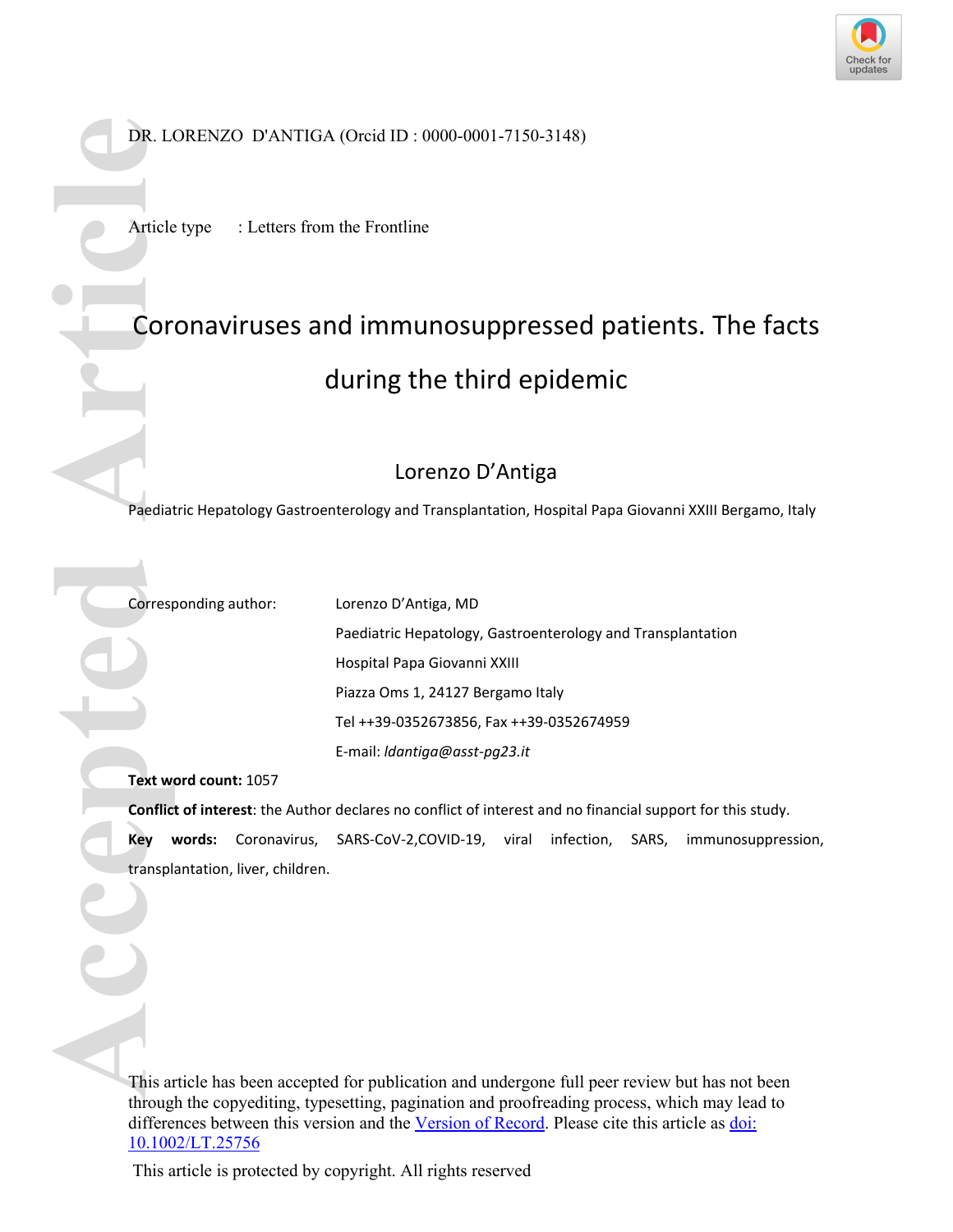DR. LORENZO D'ANTIGA (Orcid ID : 0000-0001-7150-3148)

Article type : Letters from the Frontline

# Coronaviruses and immunosuppressed patients. The facts during the third epidemic

Lorenzo D'Antiga

Paediatric Hepatology Gastroenterology and Transplantation, Hospital Papa Giovanni XXIII Bergamo, Italy

Corresponding author: Lorenzo D'Antiga, MD
Paediatric Hepatology, Gastroenterology and Transplantation
Hospital Papa Giovanni XXIII
Piazza Oms 1, 24127 Bergamo Italy
Tel ++39-0352673856, Fax ++39-0352674959
E-mail: *ldantiga@asst-pg23.it*

**Text word count:** 1057

**Conflict of interest**: the Author declares no conflict of interest and no financial support for this study.

**Key words:** Coronavirus, SARS-CoV-2,COVID-19, viral infection, SARS, immunosuppression, transplantation, liver, children.

This article has been accepted for publication and undergone full peer review but has not been through the copyediting, typesetting, pagination and proofreading process, which may lead to differences between this version and the Version of Record. Please cite this article as doi: 10.1002/LT.25756

This article is protected by copyright. All rights reserved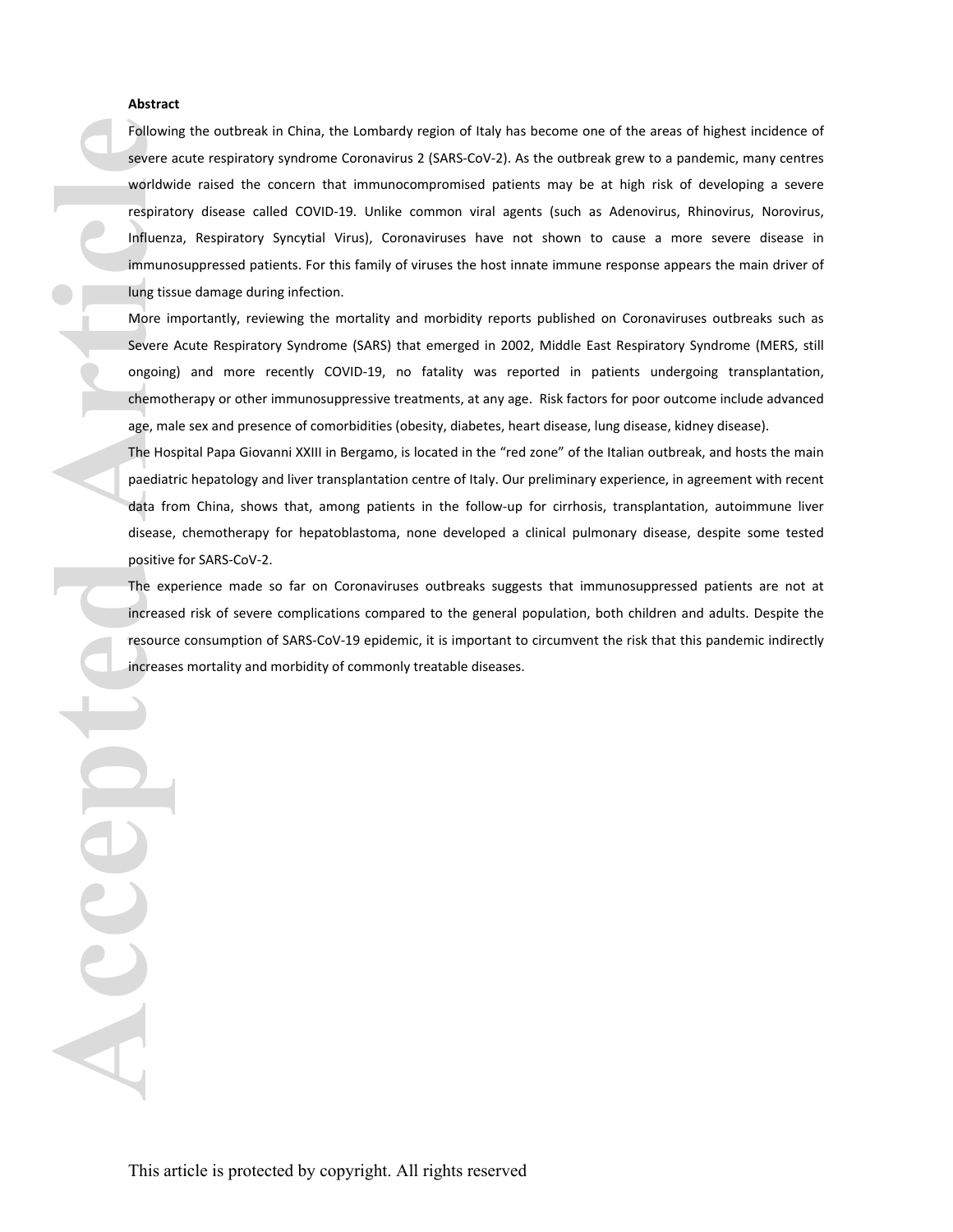**Abstract**

Following the outbreak in China, the Lombardy region of Italy has become one of the areas of highest incidence of severe acute respiratory syndrome Coronavirus 2 (SARS-CoV-2). As the outbreak grew to a pandemic, many centres worldwide raised the concern that immunocompromised patients may be at high risk of developing a severe respiratory disease called COVID-19. Unlike common viral agents (such as Adenovirus, Rhinovirus, Norovirus, Influenza, Respiratory Syncytial Virus), Coronaviruses have not shown to cause a more severe disease in immunosuppressed patients. For this family of viruses the host innate immune response appears the main driver of lung tissue damage during infection.

More importantly, reviewing the mortality and morbidity reports published on Coronaviruses outbreaks such as Severe Acute Respiratory Syndrome (SARS) that emerged in 2002, Middle East Respiratory Syndrome (MERS, still ongoing) and more recently COVID-19, no fatality was reported in patients undergoing transplantation, chemotherapy or other immunosuppressive treatments, at any age. Risk factors for poor outcome include advanced age, male sex and presence of comorbidities (obesity, diabetes, heart disease, lung disease, kidney disease).

The Hospital Papa Giovanni XXIII in Bergamo, is located in the "red zone" of the Italian outbreak, and hosts the main paediatric hepatology and liver transplantation centre of Italy. Our preliminary experience, in agreement with recent data from China, shows that, among patients in the follow-up for cirrhosis, transplantation, autoimmune liver disease, chemotherapy for hepatoblastoma, none developed a clinical pulmonary disease, despite some tested positive for SARS-CoV-2.

The experience made so far on Coronaviruses outbreaks suggests that immunosuppressed patients are not at increased risk of severe complications compared to the general population, both children and adults. Despite the resource consumption of SARS-CoV-19 epidemic, it is important to circumvent the risk that this pandemic indirectly increases mortality and morbidity of commonly treatable diseases.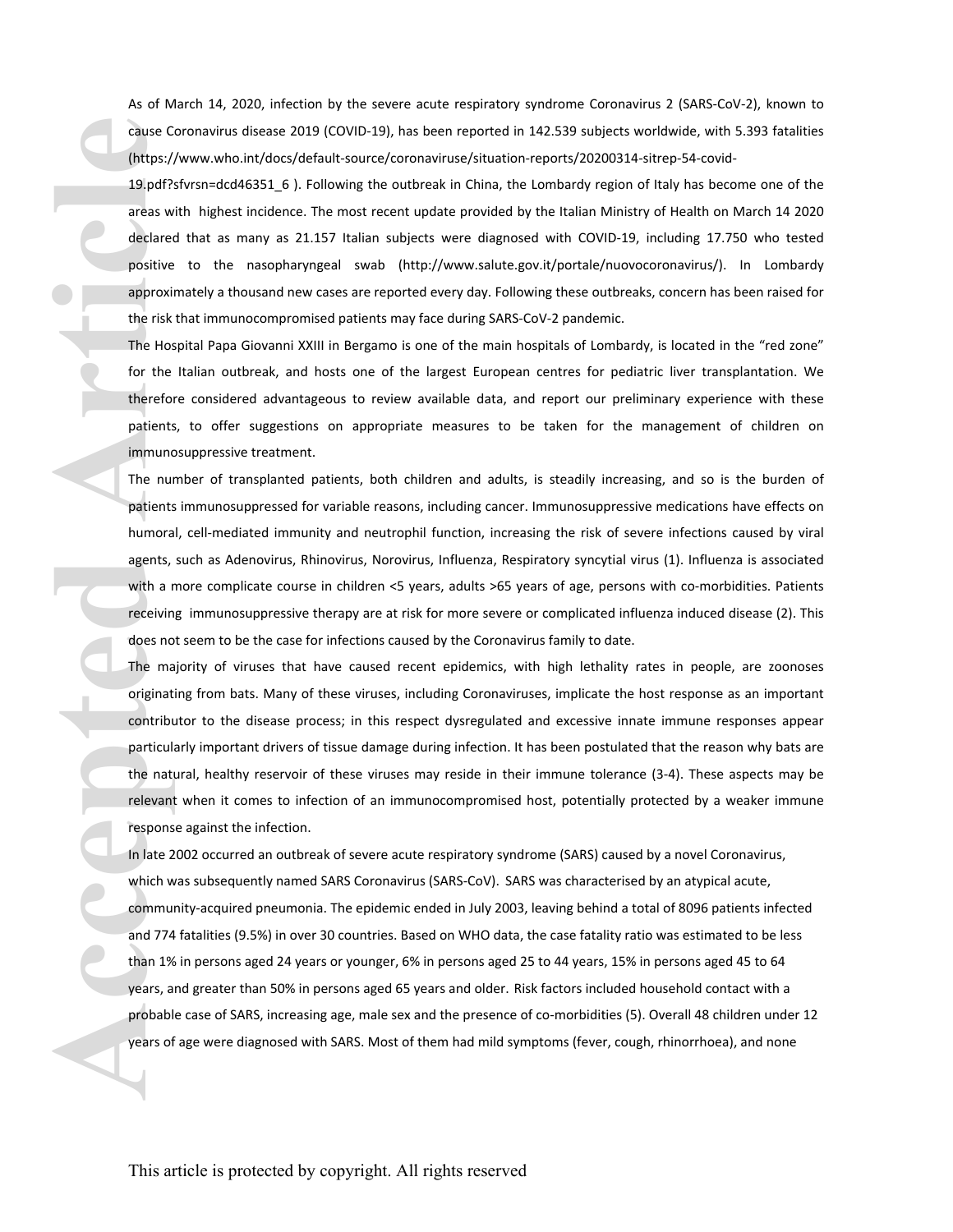As of March 14, 2020, infection by the severe acute respiratory syndrome Coronavirus 2 (SARS-CoV-2), known to cause Coronavirus disease 2019 (COVID-19), has been reported in 142.539 subjects worldwide, with 5.393 fatalities (https://www.who.int/docs/default-source/coronaviruse/situation-reports/20200314-sitrep-54-covid-19.pdf?sfvrsn=dcd46351_6 ). Following the outbreak in China, the Lombardy region of Italy has become one of the areas with highest incidence. The most recent update provided by the Italian Ministry of Health on March 14 2020 declared that as many as 21.157 Italian subjects were diagnosed with COVID-19, including 17.750 who tested positive to the nasopharyngeal swab (http://www.salute.gov.it/portale/nuovocoronavirus/). In Lombardy approximately a thousand new cases are reported every day. Following these outbreaks, concern has been raised for the risk that immunocompromised patients may face during SARS-CoV-2 pandemic.

The Hospital Papa Giovanni XXIII in Bergamo is one of the main hospitals of Lombardy, is located in the "red zone" for the Italian outbreak, and hosts one of the largest European centres for pediatric liver transplantation. We therefore considered advantageous to review available data, and report our preliminary experience with these patients, to offer suggestions on appropriate measures to be taken for the management of children on immunosuppressive treatment.

The number of transplanted patients, both children and adults, is steadily increasing, and so is the burden of patients immunosuppressed for variable reasons, including cancer. Immunosuppressive medications have effects on humoral, cell-mediated immunity and neutrophil function, increasing the risk of severe infections caused by viral agents, such as Adenovirus, Rhinovirus, Norovirus, Influenza, Respiratory syncytial virus (1). Influenza is associated with a more complicate course in children <5 years, adults >65 years of age, persons with co-morbidities. Patients receiving immunosuppressive therapy are at risk for more severe or complicated influenza induced disease (2). This does not seem to be the case for infections caused by the Coronavirus family to date.

The majority of viruses that have caused recent epidemics, with high lethality rates in people, are zoonoses originating from bats. Many of these viruses, including Coronaviruses, implicate the host response as an important contributor to the disease process; in this respect dysregulated and excessive innate immune responses appear particularly important drivers of tissue damage during infection. It has been postulated that the reason why bats are the natural, healthy reservoir of these viruses may reside in their immune tolerance (3-4). These aspects may be relevant when it comes to infection of an immunocompromised host, potentially protected by a weaker immune response against the infection.

In late 2002 occurred an outbreak of severe acute respiratory syndrome (SARS) caused by a novel Coronavirus, which was subsequently named SARS Coronavirus (SARS-CoV). SARS was characterised by an atypical acute, community-acquired pneumonia. The epidemic ended in July 2003, leaving behind a total of 8096 patients infected and 774 fatalities (9.5%) in over 30 countries. Based on WHO data, the case fatality ratio was estimated to be less than 1% in persons aged 24 years or younger, 6% in persons aged 25 to 44 years, 15% in persons aged 45 to 64 years, and greater than 50% in persons aged 65 years and older. Risk factors included household contact with a probable case of SARS, increasing age, male sex and the presence of co-morbidities (5). Overall 48 children under 12 years of age were diagnosed with SARS. Most of them had mild symptoms (fever, cough, rhinorrhoea), and none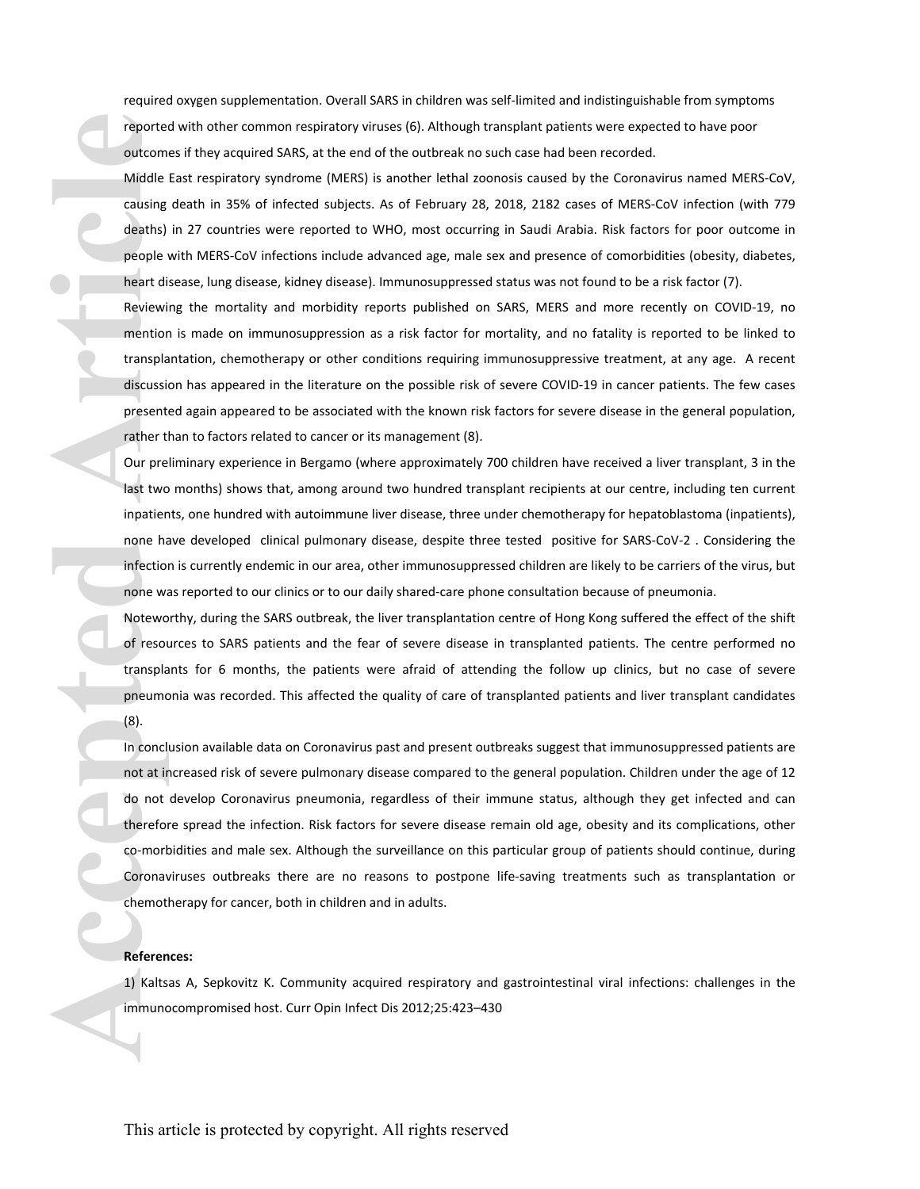required oxygen supplementation. Overall SARS in children was self-limited and indistinguishable from symptoms reported with other common respiratory viruses (6). Although transplant patients were expected to have poor outcomes if they acquired SARS, at the end of the outbreak no such case had been recorded.

Middle East respiratory syndrome (MERS) is another lethal zoonosis caused by the Coronavirus named MERS-CoV, causing death in 35% of infected subjects. As of February 28, 2018, 2182 cases of MERS-CoV infection (with 779 deaths) in 27 countries were reported to WHO, most occurring in Saudi Arabia. Risk factors for poor outcome in people with MERS-CoV infections include advanced age, male sex and presence of comorbidities (obesity, diabetes, heart disease, lung disease, kidney disease). Immunosuppressed status was not found to be a risk factor (7).

Reviewing the mortality and morbidity reports published on SARS, MERS and more recently on COVID-19, no mention is made on immunosuppression as a risk factor for mortality, and no fatality is reported to be linked to transplantation, chemotherapy or other conditions requiring immunosuppressive treatment, at any age. A recent discussion has appeared in the literature on the possible risk of severe COVID-19 in cancer patients. The few cases presented again appeared to be associated with the known risk factors for severe disease in the general population, rather than to factors related to cancer or its management (8).

Our preliminary experience in Bergamo (where approximately 700 children have received a liver transplant, 3 in the last two months) shows that, among around two hundred transplant recipients at our centre, including ten current inpatients, one hundred with autoimmune liver disease, three under chemotherapy for hepatoblastoma (inpatients), none have developed clinical pulmonary disease, despite three tested positive for SARS-CoV-2 . Considering the infection is currently endemic in our area, other immunosuppressed children are likely to be carriers of the virus, but none was reported to our clinics or to our daily shared-care phone consultation because of pneumonia.

Noteworthy, during the SARS outbreak, the liver transplantation centre of Hong Kong suffered the effect of the shift of resources to SARS patients and the fear of severe disease in transplanted patients. The centre performed no transplants for 6 months, the patients were afraid of attending the follow up clinics, but no case of severe pneumonia was recorded. This affected the quality of care of transplanted patients and liver transplant candidates (8).

In conclusion available data on Coronavirus past and present outbreaks suggest that immunosuppressed patients are not at increased risk of severe pulmonary disease compared to the general population. Children under the age of 12 do not develop Coronavirus pneumonia, regardless of their immune status, although they get infected and can therefore spread the infection. Risk factors for severe disease remain old age, obesity and its complications, other co-morbidities and male sex. Although the surveillance on this particular group of patients should continue, during Coronaviruses outbreaks there are no reasons to postpone life-saving treatments such as transplantation or chemotherapy for cancer, both in children and in adults.

**References:**

1) Kaltsas A, Sepkovitz K. Community acquired respiratory and gastrointestinal viral infections: challenges in the immunocompromised host. Curr Opin Infect Dis 2012;25:423–430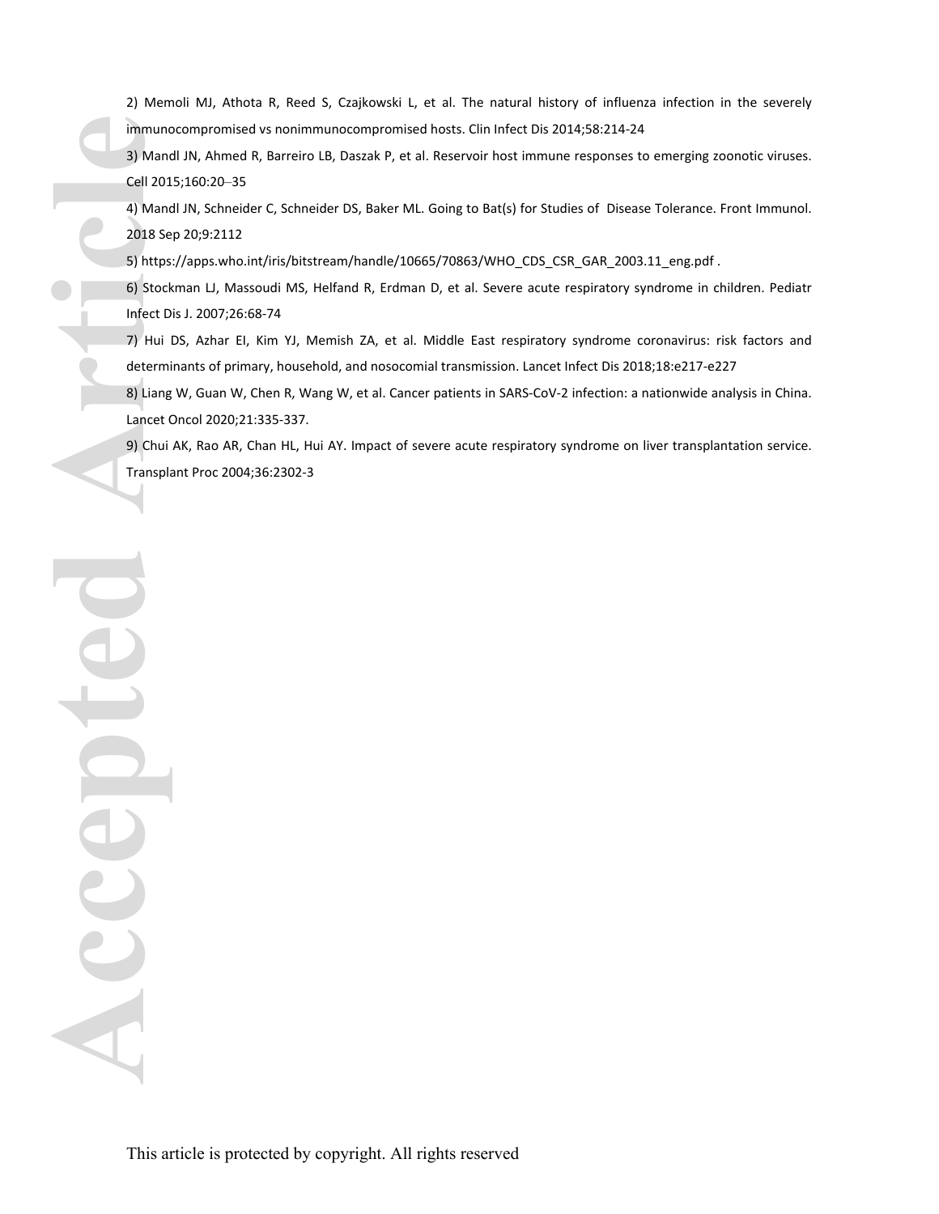2) Memoli MJ, Athota R, Reed S, Czajkowski L, et al. The natural history of influenza infection in the severely immunocompromised vs nonimmunocompromised hosts. Clin Infect Dis 2014;58:214-24

3) Mandl JN, Ahmed R, Barreiro LB, Daszak P, et al. Reservoir host immune responses to emerging zoonotic viruses. Cell 2015;160:20–35

4) Mandl JN, Schneider C, Schneider DS, Baker ML. Going to Bat(s) for Studies of Disease Tolerance. Front Immunol. 2018 Sep 20;9:2112

5) https://apps.who.int/iris/bitstream/handle/10665/70863/WHO_CDS_CSR_GAR_2003.11_eng.pdf .

6) Stockman LJ, Massoudi MS, Helfand R, Erdman D, et al. Severe acute respiratory syndrome in children. Pediatr Infect Dis J. 2007;26:68-74

7) Hui DS, Azhar EI, Kim YJ, Memish ZA, et al. Middle East respiratory syndrome coronavirus: risk factors and determinants of primary, household, and nosocomial transmission. Lancet Infect Dis 2018;18:e217-e227

8) Liang W, Guan W, Chen R, Wang W, et al. Cancer patients in SARS-CoV-2 infection: a nationwide analysis in China. Lancet Oncol 2020;21:335-337.

9) Chui AK, Rao AR, Chan HL, Hui AY. Impact of severe acute respiratory syndrome on liver transplantation service. Transplant Proc 2004;36:2302-3